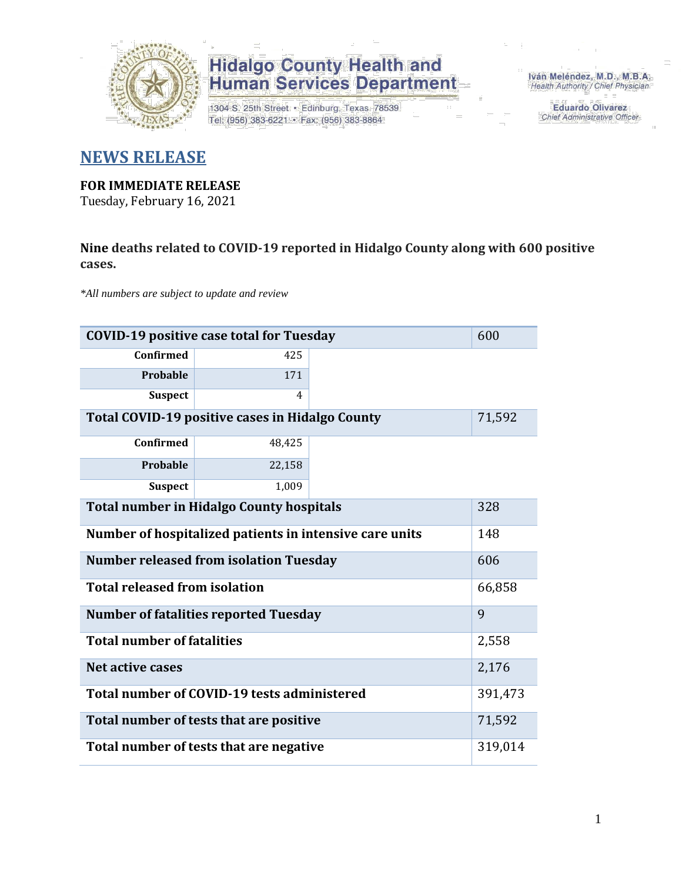Hidalgo County Health and Human Services Department

1304 S. 25th Street • Edinburg, Texas 78539
Tel: (956) 383-6221 • Fax: (956) 383-8864

Iván Meléndez, M.D., M.B.A.
Health Authority / Chief Physician

Eduardo Olivarez
Chief Administrative Officer

## NEWS RELEASE

**FOR IMMEDIATE RELEASE**
Tuesday, February 16, 2021

**Nine deaths related to COVID-19 reported in Hidalgo County along with 600 positive cases.**

*\*All numbers are subject to update and review*

| COVID-19 positive case total for Tuesday | | 600 |
|---|---|---|
| Confirmed | 425 | |
| Probable | 171 | |
| Suspect | 4 | |
| **Total COVID-19 positive cases in Hidalgo County** | | 71,592 |
| Confirmed | 48,425 | |
| Probable | 22,158 | |
| Suspect | 1,009 | |
| **Total number in Hidalgo County hospitals** | | 328 |
| **Number of hospitalized patients in intensive care units** | | 148 |
| **Number released from isolation Tuesday** | | 606 |
| **Total released from isolation** | | 66,858 |
| **Number of fatalities reported Tuesday** | | 9 |
| **Total number of fatalities** | | 2,558 |
| **Net active cases** | | 2,176 |
| **Total number of COVID-19 tests administered** | | 391,473 |
| **Total number of tests that are positive** | | 71,592 |
| **Total number of tests that are negative** | | 319,014 |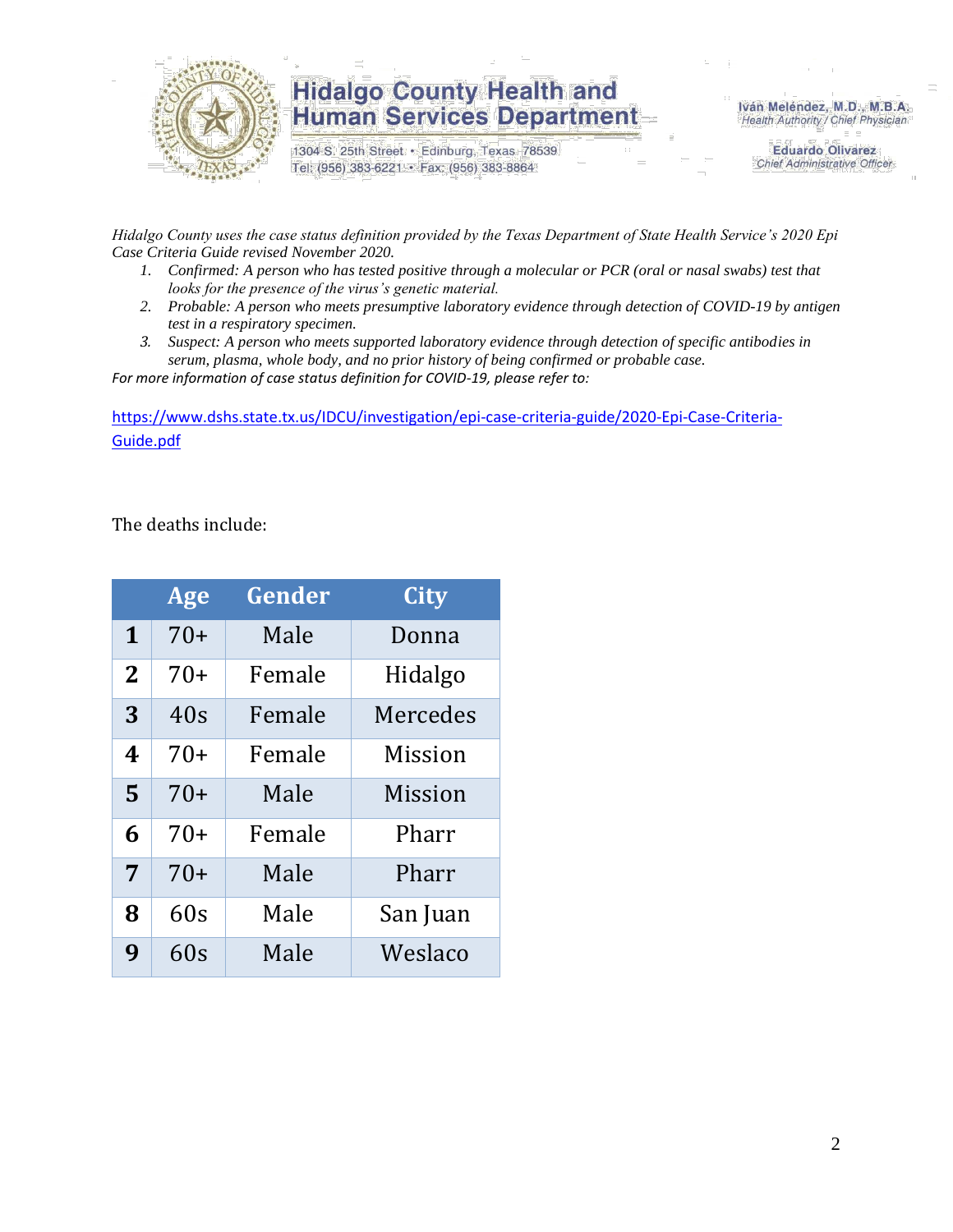# Hidalgo County Health and Human Services Department

1304 S. 25th Street • Edinburg, Texas 78539
Tel: (956) 383-6221 • Fax: (956) 383-8864

Iván Meléndez, M.D., M.B.A.
*Health Authority / Chief Physician*

Eduardo Olivarez
*Chief Administrative Officer*

*Hidalgo County uses the case status definition provided by the Texas Department of State Health Service's 2020 Epi Case Criteria Guide revised November 2020.*

1. *Confirmed: A person who has tested positive through a molecular or PCR (oral or nasal swabs) test that looks for the presence of the virus's genetic material.*
2. *Probable: A person who meets presumptive laboratory evidence through detection of COVID-19 by antigen test in a respiratory specimen.*
3. *Suspect: A person who meets supported laboratory evidence through detection of specific antibodies in serum, plasma, whole body, and no prior history of being confirmed or probable case.*

*For more information of case status definition for COVID-19, please refer to:*

https://www.dshs.state.tx.us/IDCU/investigation/epi-case-criteria-guide/2020-Epi-Case-Criteria-Guide.pdf

The deaths include:

| | Age | Gender | City |
|---|---|---|---|
| **1** | 70+ | Male | Donna |
| **2** | 70+ | Female | Hidalgo |
| **3** | 40s | Female | Mercedes |
| **4** | 70+ | Female | Mission |
| **5** | 70+ | Male | Mission |
| **6** | 70+ | Female | Pharr |
| **7** | 70+ | Male | Pharr |
| **8** | 60s | Male | San Juan |
| **9** | 60s | Male | Weslaco |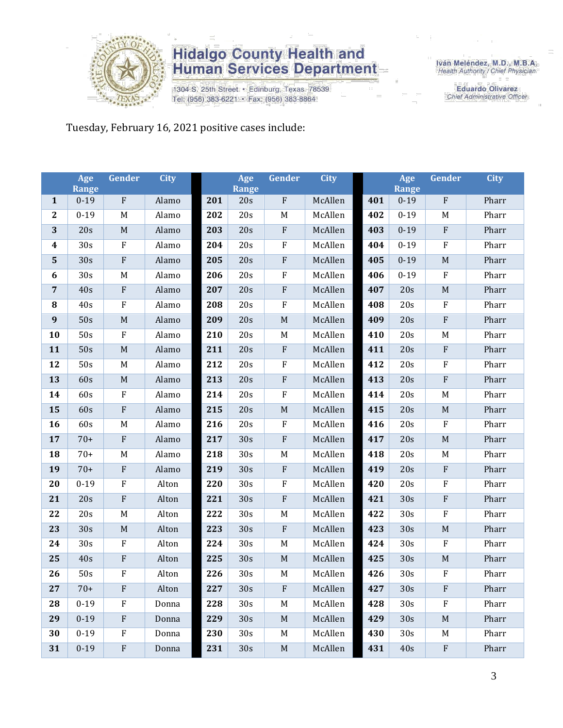Hidalgo County Health and Human Services Department

1304 S. 25th Street • Edinburg, Texas 78539
Tel: (956) 383-6221 • Fax: (956) 383-8864

Iván Meléndez, M.D., M.B.A.
Health Authority / Chief Physician

Eduardo Olivarez
Chief Administrative Officer

Tuesday, February 16, 2021 positive cases include:

| | Age Range | Gender | City | | Age Range | Gender | City | | Age Range | Gender | City |
|---|---|---|---|---|---|---|---|---|---|---|---|
| **1** | 0-19 | F | Alamo | **201** | 20s | F | McAllen | **401** | 0-19 | F | Pharr |
| **2** | 0-19 | M | Alamo | **202** | 20s | M | McAllen | **402** | 0-19 | M | Pharr |
| **3** | 20s | M | Alamo | **203** | 20s | F | McAllen | **403** | 0-19 | F | Pharr |
| **4** | 30s | F | Alamo | **204** | 20s | F | McAllen | **404** | 0-19 | F | Pharr |
| **5** | 30s | F | Alamo | **205** | 20s | F | McAllen | **405** | 0-19 | M | Pharr |
| **6** | 30s | M | Alamo | **206** | 20s | F | McAllen | **406** | 0-19 | F | Pharr |
| **7** | 40s | F | Alamo | **207** | 20s | F | McAllen | **407** | 20s | M | Pharr |
| **8** | 40s | F | Alamo | **208** | 20s | F | McAllen | **408** | 20s | F | Pharr |
| **9** | 50s | M | Alamo | **209** | 20s | M | McAllen | **409** | 20s | F | Pharr |
| **10** | 50s | F | Alamo | **210** | 20s | M | McAllen | **410** | 20s | M | Pharr |
| **11** | 50s | M | Alamo | **211** | 20s | F | McAllen | **411** | 20s | F | Pharr |
| **12** | 50s | M | Alamo | **212** | 20s | F | McAllen | **412** | 20s | F | Pharr |
| **13** | 60s | M | Alamo | **213** | 20s | F | McAllen | **413** | 20s | F | Pharr |
| **14** | 60s | F | Alamo | **214** | 20s | F | McAllen | **414** | 20s | M | Pharr |
| **15** | 60s | F | Alamo | **215** | 20s | M | McAllen | **415** | 20s | M | Pharr |
| **16** | 60s | M | Alamo | **216** | 20s | F | McAllen | **416** | 20s | F | Pharr |
| **17** | 70+ | F | Alamo | **217** | 30s | F | McAllen | **417** | 20s | M | Pharr |
| **18** | 70+ | M | Alamo | **218** | 30s | M | McAllen | **418** | 20s | M | Pharr |
| **19** | 70+ | F | Alamo | **219** | 30s | F | McAllen | **419** | 20s | F | Pharr |
| **20** | 0-19 | F | Alton | **220** | 30s | F | McAllen | **420** | 20s | F | Pharr |
| **21** | 20s | F | Alton | **221** | 30s | F | McAllen | **421** | 30s | F | Pharr |
| **22** | 20s | M | Alton | **222** | 30s | M | McAllen | **422** | 30s | F | Pharr |
| **23** | 30s | M | Alton | **223** | 30s | F | McAllen | **423** | 30s | M | Pharr |
| **24** | 30s | F | Alton | **224** | 30s | M | McAllen | **424** | 30s | F | Pharr |
| **25** | 40s | F | Alton | **225** | 30s | M | McAllen | **425** | 30s | M | Pharr |
| **26** | 50s | F | Alton | **226** | 30s | M | McAllen | **426** | 30s | F | Pharr |
| **27** | 70+ | F | Alton | **227** | 30s | F | McAllen | **427** | 30s | F | Pharr |
| **28** | 0-19 | F | Donna | **228** | 30s | M | McAllen | **428** | 30s | F | Pharr |
| **29** | 0-19 | F | Donna | **229** | 30s | M | McAllen | **429** | 30s | M | Pharr |
| **30** | 0-19 | F | Donna | **230** | 30s | M | McAllen | **430** | 30s | M | Pharr |
| **31** | 0-19 | F | Donna | **231** | 30s | M | McAllen | **431** | 40s | F | Pharr |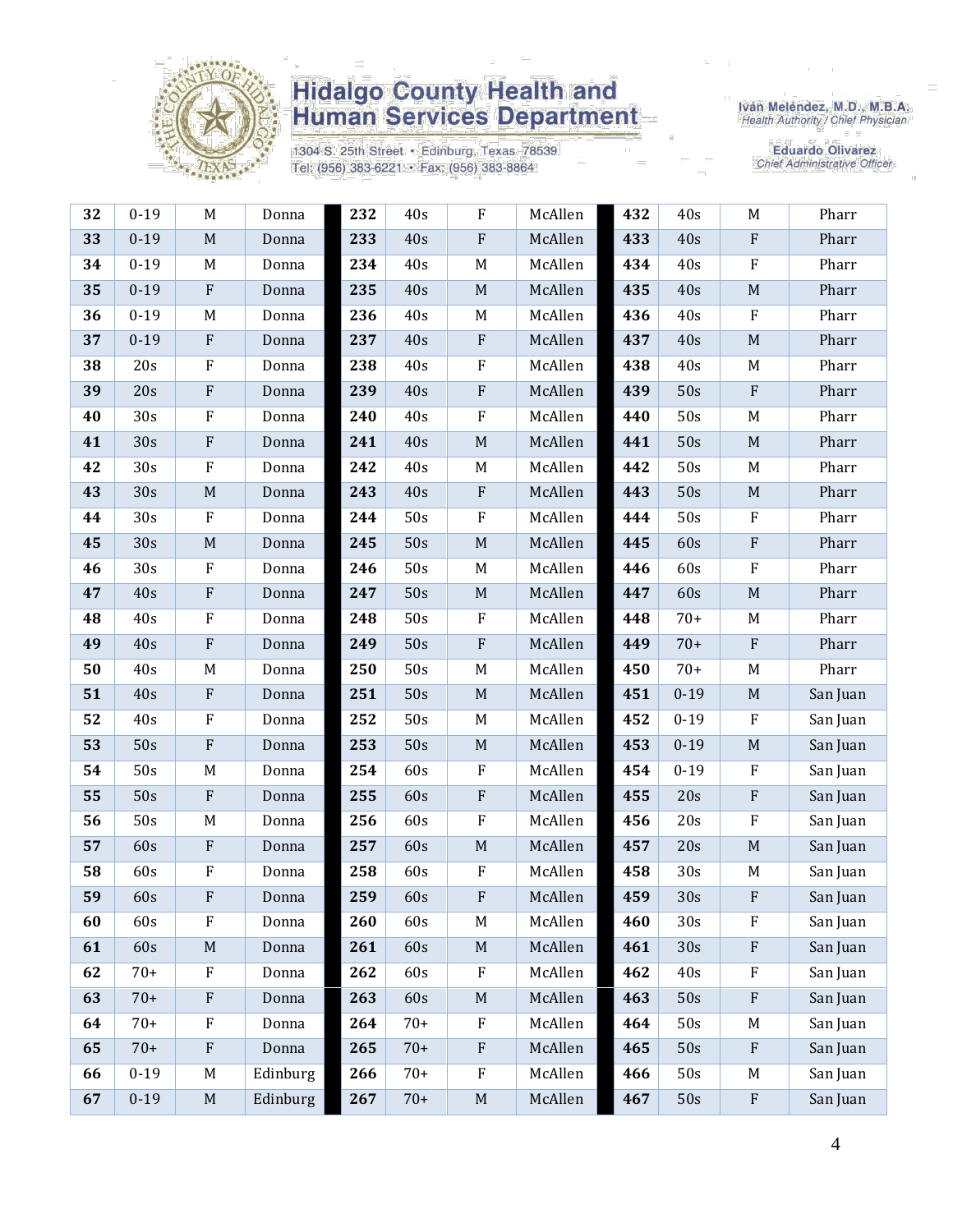# Hidalgo County Health and Human Services Department

1304 S. 25th Street • Edinburg, Texas 78539
Tel: (956) 383-6221 • Fax: (956) 383-8864

Iván Meléndez, M.D., M.B.A.
*Health Authority / Chief Physician*

Eduardo Olivarez
*Chief Administrative Officer*

| | | | | | | | | | | | |
|---|---|---|---|---|---|---|---|---|---|---|---|
| **32** | 0-19 | M | Donna | **232** | 40s | F | McAllen | **432** | 40s | M | Pharr |
| **33** | 0-19 | M | Donna | **233** | 40s | F | McAllen | **433** | 40s | F | Pharr |
| **34** | 0-19 | M | Donna | **234** | 40s | M | McAllen | **434** | 40s | F | Pharr |
| **35** | 0-19 | F | Donna | **235** | 40s | M | McAllen | **435** | 40s | M | Pharr |
| **36** | 0-19 | M | Donna | **236** | 40s | M | McAllen | **436** | 40s | F | Pharr |
| **37** | 0-19 | F | Donna | **237** | 40s | F | McAllen | **437** | 40s | M | Pharr |
| **38** | 20s | F | Donna | **238** | 40s | F | McAllen | **438** | 40s | M | Pharr |
| **39** | 20s | F | Donna | **239** | 40s | F | McAllen | **439** | 50s | F | Pharr |
| **40** | 30s | F | Donna | **240** | 40s | F | McAllen | **440** | 50s | M | Pharr |
| **41** | 30s | F | Donna | **241** | 40s | M | McAllen | **441** | 50s | M | Pharr |
| **42** | 30s | F | Donna | **242** | 40s | M | McAllen | **442** | 50s | M | Pharr |
| **43** | 30s | M | Donna | **243** | 40s | F | McAllen | **443** | 50s | M | Pharr |
| **44** | 30s | F | Donna | **244** | 50s | F | McAllen | **444** | 50s | F | Pharr |
| **45** | 30s | M | Donna | **245** | 50s | M | McAllen | **445** | 60s | F | Pharr |
| **46** | 30s | F | Donna | **246** | 50s | M | McAllen | **446** | 60s | F | Pharr |
| **47** | 40s | F | Donna | **247** | 50s | M | McAllen | **447** | 60s | M | Pharr |
| **48** | 40s | F | Donna | **248** | 50s | F | McAllen | **448** | 70+ | M | Pharr |
| **49** | 40s | F | Donna | **249** | 50s | F | McAllen | **449** | 70+ | F | Pharr |
| **50** | 40s | M | Donna | **250** | 50s | M | McAllen | **450** | 70+ | M | Pharr |
| **51** | 40s | F | Donna | **251** | 50s | M | McAllen | **451** | 0-19 | M | San Juan |
| **52** | 40s | F | Donna | **252** | 50s | M | McAllen | **452** | 0-19 | F | San Juan |
| **53** | 50s | F | Donna | **253** | 50s | M | McAllen | **453** | 0-19 | M | San Juan |
| **54** | 50s | M | Donna | **254** | 60s | F | McAllen | **454** | 0-19 | F | San Juan |
| **55** | 50s | F | Donna | **255** | 60s | F | McAllen | **455** | 20s | F | San Juan |
| **56** | 50s | M | Donna | **256** | 60s | F | McAllen | **456** | 20s | F | San Juan |
| **57** | 60s | F | Donna | **257** | 60s | M | McAllen | **457** | 20s | M | San Juan |
| **58** | 60s | F | Donna | **258** | 60s | F | McAllen | **458** | 30s | M | San Juan |
| **59** | 60s | F | Donna | **259** | 60s | F | McAllen | **459** | 30s | F | San Juan |
| **60** | 60s | F | Donna | **260** | 60s | M | McAllen | **460** | 30s | F | San Juan |
| **61** | 60s | M | Donna | **261** | 60s | M | McAllen | **461** | 30s | F | San Juan |
| **62** | 70+ | F | Donna | **262** | 60s | F | McAllen | **462** | 40s | F | San Juan |
| **63** | 70+ | F | Donna | **263** | 60s | M | McAllen | **463** | 50s | F | San Juan |
| **64** | 70+ | F | Donna | **264** | 70+ | F | McAllen | **464** | 50s | M | San Juan |
| **65** | 70+ | F | Donna | **265** | 70+ | F | McAllen | **465** | 50s | F | San Juan |
| **66** | 0-19 | M | Edinburg | **266** | 70+ | F | McAllen | **466** | 50s | M | San Juan |
| **67** | 0-19 | M | Edinburg | **267** | 70+ | M | McAllen | **467** | 50s | F | San Juan |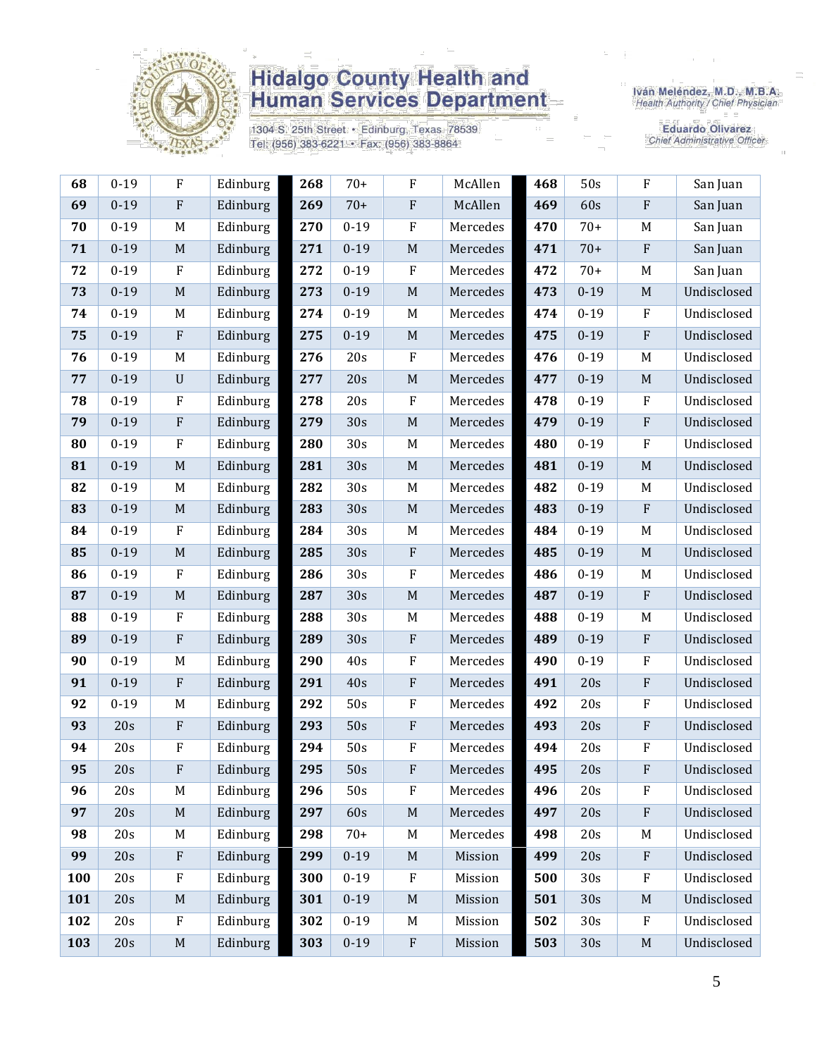| 68 | 0-19 | F | Edinburg | 268 | 70+ | F | McAllen | 468 | 50s | F | San Juan |
|---|---|---|---|---|---|---|---|---|---|---|---|
| 69 | 0-19 | F | Edinburg | 269 | 70+ | F | McAllen | 469 | 60s | F | San Juan |
| 70 | 0-19 | M | Edinburg | 270 | 0-19 | F | Mercedes | 470 | 70+ | M | San Juan |
| 71 | 0-19 | M | Edinburg | 271 | 0-19 | M | Mercedes | 471 | 70+ | F | San Juan |
| 72 | 0-19 | F | Edinburg | 272 | 0-19 | F | Mercedes | 472 | 70+ | M | San Juan |
| 73 | 0-19 | M | Edinburg | 273 | 0-19 | M | Mercedes | 473 | 0-19 | M | Undisclosed |
| 74 | 0-19 | M | Edinburg | 274 | 0-19 | M | Mercedes | 474 | 0-19 | F | Undisclosed |
| 75 | 0-19 | F | Edinburg | 275 | 0-19 | M | Mercedes | 475 | 0-19 | F | Undisclosed |
| 76 | 0-19 | M | Edinburg | 276 | 20s | F | Mercedes | 476 | 0-19 | M | Undisclosed |
| 77 | 0-19 | U | Edinburg | 277 | 20s | M | Mercedes | 477 | 0-19 | M | Undisclosed |
| 78 | 0-19 | F | Edinburg | 278 | 20s | F | Mercedes | 478 | 0-19 | F | Undisclosed |
| 79 | 0-19 | F | Edinburg | 279 | 30s | M | Mercedes | 479 | 0-19 | F | Undisclosed |
| 80 | 0-19 | F | Edinburg | 280 | 30s | M | Mercedes | 480 | 0-19 | F | Undisclosed |
| 81 | 0-19 | M | Edinburg | 281 | 30s | M | Mercedes | 481 | 0-19 | M | Undisclosed |
| 82 | 0-19 | M | Edinburg | 282 | 30s | M | Mercedes | 482 | 0-19 | M | Undisclosed |
| 83 | 0-19 | M | Edinburg | 283 | 30s | M | Mercedes | 483 | 0-19 | F | Undisclosed |
| 84 | 0-19 | F | Edinburg | 284 | 30s | M | Mercedes | 484 | 0-19 | M | Undisclosed |
| 85 | 0-19 | M | Edinburg | 285 | 30s | F | Mercedes | 485 | 0-19 | M | Undisclosed |
| 86 | 0-19 | F | Edinburg | 286 | 30s | F | Mercedes | 486 | 0-19 | M | Undisclosed |
| 87 | 0-19 | M | Edinburg | 287 | 30s | M | Mercedes | 487 | 0-19 | F | Undisclosed |
| 88 | 0-19 | F | Edinburg | 288 | 30s | M | Mercedes | 488 | 0-19 | M | Undisclosed |
| 89 | 0-19 | F | Edinburg | 289 | 30s | F | Mercedes | 489 | 0-19 | F | Undisclosed |
| 90 | 0-19 | M | Edinburg | 290 | 40s | F | Mercedes | 490 | 0-19 | F | Undisclosed |
| 91 | 0-19 | F | Edinburg | 291 | 40s | F | Mercedes | 491 | 20s | F | Undisclosed |
| 92 | 0-19 | M | Edinburg | 292 | 50s | F | Mercedes | 492 | 20s | F | Undisclosed |
| 93 | 20s | F | Edinburg | 293 | 50s | F | Mercedes | 493 | 20s | F | Undisclosed |
| 94 | 20s | F | Edinburg | 294 | 50s | F | Mercedes | 494 | 20s | F | Undisclosed |
| 95 | 20s | F | Edinburg | 295 | 50s | F | Mercedes | 495 | 20s | F | Undisclosed |
| 96 | 20s | M | Edinburg | 296 | 50s | F | Mercedes | 496 | 20s | F | Undisclosed |
| 97 | 20s | M | Edinburg | 297 | 60s | M | Mercedes | 497 | 20s | F | Undisclosed |
| 98 | 20s | M | Edinburg | 298 | 70+ | M | Mercedes | 498 | 20s | M | Undisclosed |
| 99 | 20s | F | Edinburg | 299 | 0-19 | M | Mission | 499 | 20s | F | Undisclosed |
| 100 | 20s | F | Edinburg | 300 | 0-19 | F | Mission | 500 | 30s | F | Undisclosed |
| 101 | 20s | M | Edinburg | 301 | 0-19 | M | Mission | 501 | 30s | M | Undisclosed |
| 102 | 20s | F | Edinburg | 302 | 0-19 | M | Mission | 502 | 30s | F | Undisclosed |
| 103 | 20s | M | Edinburg | 303 | 0-19 | F | Mission | 503 | 30s | M | Undisclosed |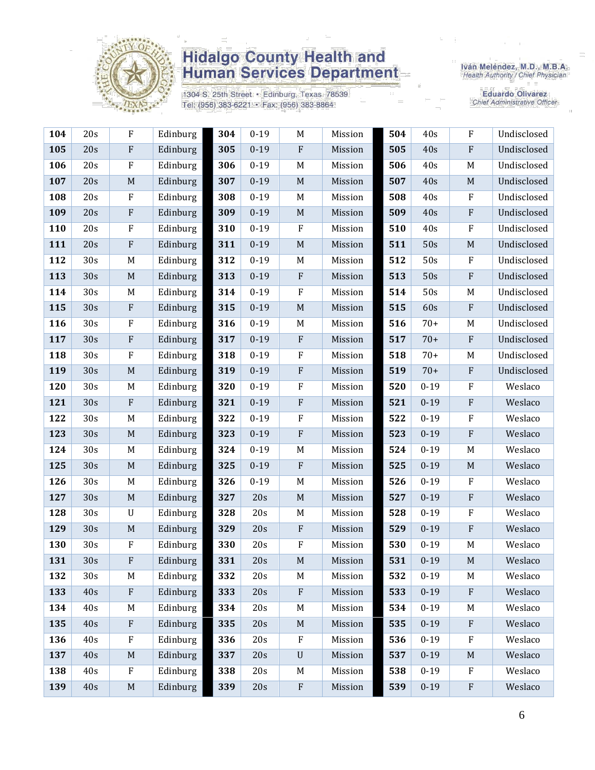# Hidalgo County Health and Human Services Department

1304 S. 25th Street • Edinburg, Texas 78539
Tel: (956) 383-6221 • Fax: (956) 383-8864

Iván Meléndez, M.D., M.B.A.
*Health Authority / Chief Physician*

Eduardo Olivarez
*Chief Administrative Officer*

| | | | | | | | | | | | |
|---|---|---|---|---|---|---|---|---|---|---|---|
| **104** | 20s | F | Edinburg | **304** | 0-19 | M | Mission | **504** | 40s | F | Undisclosed |
| **105** | 20s | F | Edinburg | **305** | 0-19 | F | Mission | **505** | 40s | F | Undisclosed |
| **106** | 20s | F | Edinburg | **306** | 0-19 | M | Mission | **506** | 40s | M | Undisclosed |
| **107** | 20s | M | Edinburg | **307** | 0-19 | M | Mission | **507** | 40s | M | Undisclosed |
| **108** | 20s | F | Edinburg | **308** | 0-19 | M | Mission | **508** | 40s | F | Undisclosed |
| **109** | 20s | F | Edinburg | **309** | 0-19 | M | Mission | **509** | 40s | F | Undisclosed |
| **110** | 20s | F | Edinburg | **310** | 0-19 | F | Mission | **510** | 40s | F | Undisclosed |
| **111** | 20s | F | Edinburg | **311** | 0-19 | M | Mission | **511** | 50s | M | Undisclosed |
| **112** | 30s | M | Edinburg | **312** | 0-19 | M | Mission | **512** | 50s | F | Undisclosed |
| **113** | 30s | M | Edinburg | **313** | 0-19 | F | Mission | **513** | 50s | F | Undisclosed |
| **114** | 30s | M | Edinburg | **314** | 0-19 | F | Mission | **514** | 50s | M | Undisclosed |
| **115** | 30s | F | Edinburg | **315** | 0-19 | M | Mission | **515** | 60s | F | Undisclosed |
| **116** | 30s | F | Edinburg | **316** | 0-19 | M | Mission | **516** | 70+ | M | Undisclosed |
| **117** | 30s | F | Edinburg | **317** | 0-19 | F | Mission | **517** | 70+ | F | Undisclosed |
| **118** | 30s | F | Edinburg | **318** | 0-19 | F | Mission | **518** | 70+ | M | Undisclosed |
| **119** | 30s | M | Edinburg | **319** | 0-19 | F | Mission | **519** | 70+ | F | Undisclosed |
| **120** | 30s | M | Edinburg | **320** | 0-19 | F | Mission | **520** | 0-19 | F | Weslaco |
| **121** | 30s | F | Edinburg | **321** | 0-19 | F | Mission | **521** | 0-19 | F | Weslaco |
| **122** | 30s | M | Edinburg | **322** | 0-19 | F | Mission | **522** | 0-19 | F | Weslaco |
| **123** | 30s | M | Edinburg | **323** | 0-19 | F | Mission | **523** | 0-19 | F | Weslaco |
| **124** | 30s | M | Edinburg | **324** | 0-19 | M | Mission | **524** | 0-19 | M | Weslaco |
| **125** | 30s | M | Edinburg | **325** | 0-19 | F | Mission | **525** | 0-19 | M | Weslaco |
| **126** | 30s | M | Edinburg | **326** | 0-19 | M | Mission | **526** | 0-19 | F | Weslaco |
| **127** | 30s | M | Edinburg | **327** | 20s | M | Mission | **527** | 0-19 | F | Weslaco |
| **128** | 30s | U | Edinburg | **328** | 20s | M | Mission | **528** | 0-19 | F | Weslaco |
| **129** | 30s | M | Edinburg | **329** | 20s | F | Mission | **529** | 0-19 | F | Weslaco |
| **130** | 30s | F | Edinburg | **330** | 20s | F | Mission | **530** | 0-19 | M | Weslaco |
| **131** | 30s | F | Edinburg | **331** | 20s | M | Mission | **531** | 0-19 | M | Weslaco |
| **132** | 30s | M | Edinburg | **332** | 20s | M | Mission | **532** | 0-19 | M | Weslaco |
| **133** | 40s | F | Edinburg | **333** | 20s | F | Mission | **533** | 0-19 | F | Weslaco |
| **134** | 40s | M | Edinburg | **334** | 20s | M | Mission | **534** | 0-19 | M | Weslaco |
| **135** | 40s | F | Edinburg | **335** | 20s | M | Mission | **535** | 0-19 | F | Weslaco |
| **136** | 40s | F | Edinburg | **336** | 20s | F | Mission | **536** | 0-19 | F | Weslaco |
| **137** | 40s | M | Edinburg | **337** | 20s | U | Mission | **537** | 0-19 | M | Weslaco |
| **138** | 40s | F | Edinburg | **338** | 20s | M | Mission | **538** | 0-19 | F | Weslaco |
| **139** | 40s | M | Edinburg | **339** | 20s | F | Mission | **539** | 0-19 | F | Weslaco |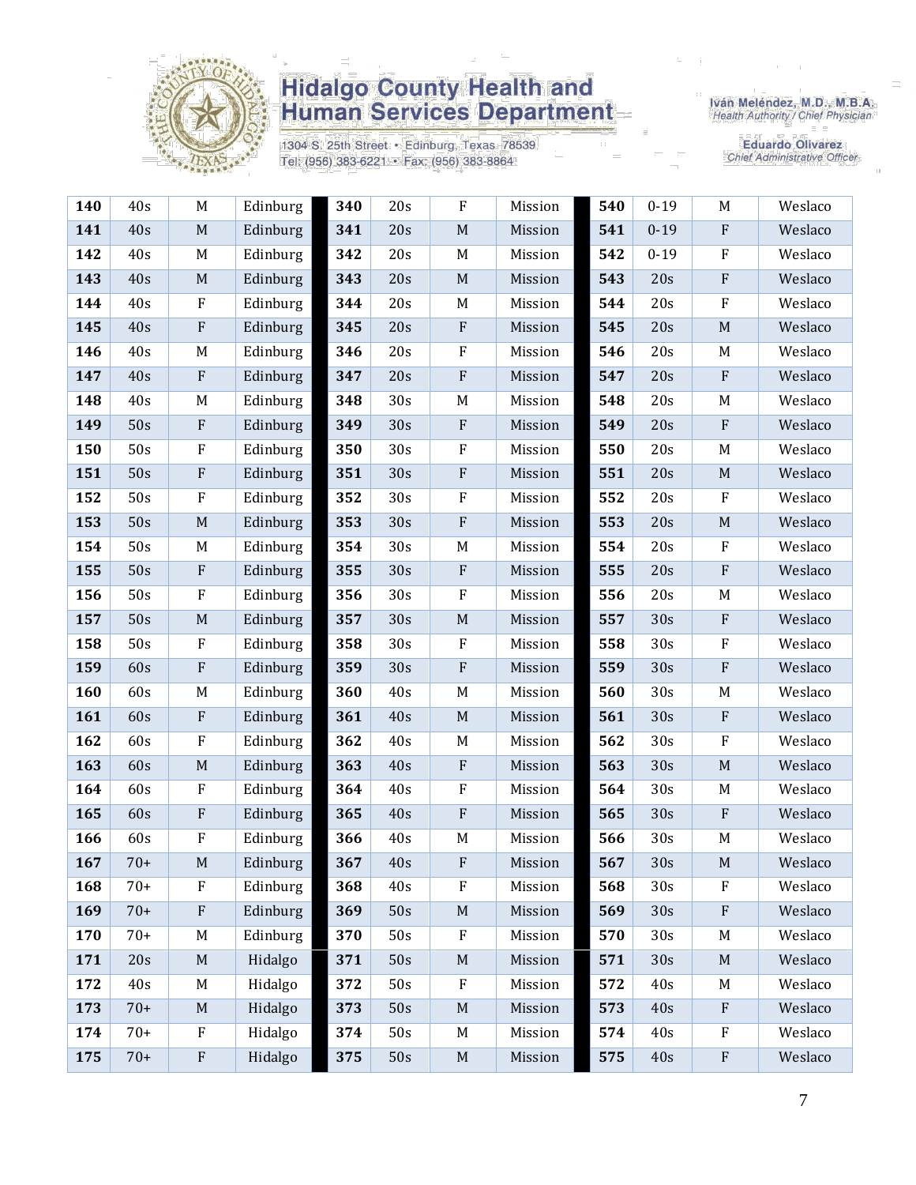| 140 | 40s | M | Edinburg | 340 | 20s | F | Mission | 540 | 0-19 | M | Weslaco |
|---|---|---|---|---|---|---|---|---|---|---|---|
| 141 | 40s | M | Edinburg | 341 | 20s | M | Mission | 541 | 0-19 | F | Weslaco |
| 142 | 40s | M | Edinburg | 342 | 20s | M | Mission | 542 | 0-19 | F | Weslaco |
| 143 | 40s | M | Edinburg | 343 | 20s | M | Mission | 543 | 20s | F | Weslaco |
| 144 | 40s | F | Edinburg | 344 | 20s | M | Mission | 544 | 20s | F | Weslaco |
| 145 | 40s | F | Edinburg | 345 | 20s | F | Mission | 545 | 20s | M | Weslaco |
| 146 | 40s | M | Edinburg | 346 | 20s | F | Mission | 546 | 20s | M | Weslaco |
| 147 | 40s | F | Edinburg | 347 | 20s | F | Mission | 547 | 20s | F | Weslaco |
| 148 | 40s | M | Edinburg | 348 | 30s | M | Mission | 548 | 20s | M | Weslaco |
| 149 | 50s | F | Edinburg | 349 | 30s | F | Mission | 549 | 20s | F | Weslaco |
| 150 | 50s | F | Edinburg | 350 | 30s | F | Mission | 550 | 20s | M | Weslaco |
| 151 | 50s | F | Edinburg | 351 | 30s | F | Mission | 551 | 20s | M | Weslaco |
| 152 | 50s | F | Edinburg | 352 | 30s | F | Mission | 552 | 20s | F | Weslaco |
| 153 | 50s | M | Edinburg | 353 | 30s | F | Mission | 553 | 20s | M | Weslaco |
| 154 | 50s | M | Edinburg | 354 | 30s | M | Mission | 554 | 20s | F | Weslaco |
| 155 | 50s | F | Edinburg | 355 | 30s | F | Mission | 555 | 20s | F | Weslaco |
| 156 | 50s | F | Edinburg | 356 | 30s | F | Mission | 556 | 20s | M | Weslaco |
| 157 | 50s | M | Edinburg | 357 | 30s | M | Mission | 557 | 30s | F | Weslaco |
| 158 | 50s | F | Edinburg | 358 | 30s | F | Mission | 558 | 30s | F | Weslaco |
| 159 | 60s | F | Edinburg | 359 | 30s | F | Mission | 559 | 30s | F | Weslaco |
| 160 | 60s | M | Edinburg | 360 | 40s | M | Mission | 560 | 30s | M | Weslaco |
| 161 | 60s | F | Edinburg | 361 | 40s | M | Mission | 561 | 30s | F | Weslaco |
| 162 | 60s | F | Edinburg | 362 | 40s | M | Mission | 562 | 30s | F | Weslaco |
| 163 | 60s | M | Edinburg | 363 | 40s | F | Mission | 563 | 30s | M | Weslaco |
| 164 | 60s | F | Edinburg | 364 | 40s | F | Mission | 564 | 30s | M | Weslaco |
| 165 | 60s | F | Edinburg | 365 | 40s | F | Mission | 565 | 30s | F | Weslaco |
| 166 | 60s | F | Edinburg | 366 | 40s | M | Mission | 566 | 30s | M | Weslaco |
| 167 | 70+ | M | Edinburg | 367 | 40s | F | Mission | 567 | 30s | M | Weslaco |
| 168 | 70+ | F | Edinburg | 368 | 40s | F | Mission | 568 | 30s | F | Weslaco |
| 169 | 70+ | F | Edinburg | 369 | 50s | M | Mission | 569 | 30s | F | Weslaco |
| 170 | 70+ | M | Edinburg | 370 | 50s | F | Mission | 570 | 30s | M | Weslaco |
| 171 | 20s | M | Hidalgo | 371 | 50s | M | Mission | 571 | 30s | M | Weslaco |
| 172 | 40s | M | Hidalgo | 372 | 50s | F | Mission | 572 | 40s | M | Weslaco |
| 173 | 70+ | M | Hidalgo | 373 | 50s | M | Mission | 573 | 40s | F | Weslaco |
| 174 | 70+ | F | Hidalgo | 374 | 50s | M | Mission | 574 | 40s | F | Weslaco |
| 175 | 70+ | F | Hidalgo | 375 | 50s | M | Mission | 575 | 40s | F | Weslaco |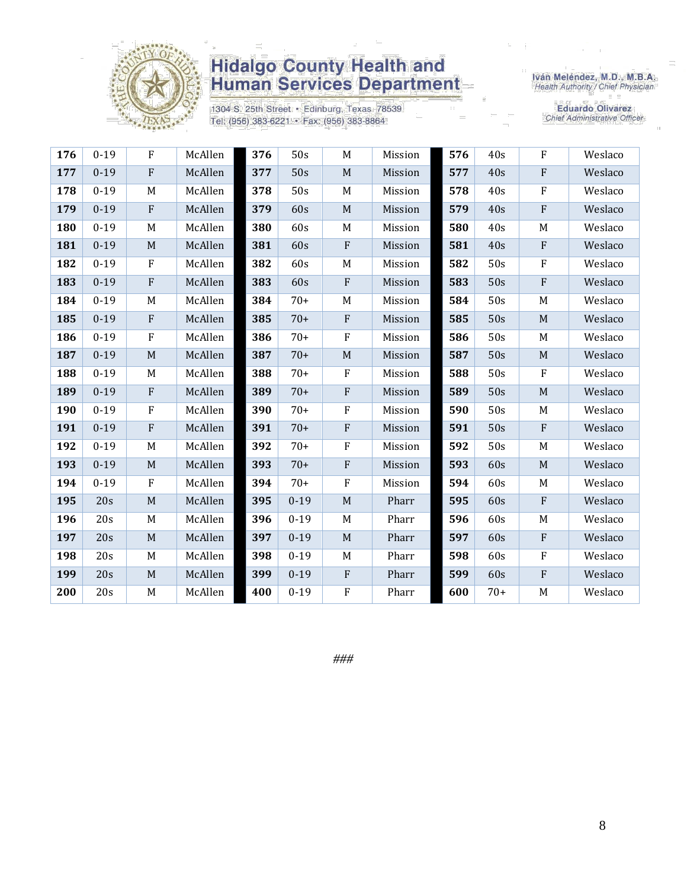| | | | | | | | | | | | | | |
|---|---|---|---|---|---|---|---|---|---|---|---|---|---|
| **176** | 0-19 | F | McAllen | | **376** | 50s | M | Mission | | **576** | 40s | F | Weslaco |
| **177** | 0-19 | F | McAllen | | **377** | 50s | M | Mission | | **577** | 40s | F | Weslaco |
| **178** | 0-19 | M | McAllen | | **378** | 50s | M | Mission | | **578** | 40s | F | Weslaco |
| **179** | 0-19 | F | McAllen | | **379** | 60s | M | Mission | | **579** | 40s | F | Weslaco |
| **180** | 0-19 | M | McAllen | | **380** | 60s | M | Mission | | **580** | 40s | M | Weslaco |
| **181** | 0-19 | M | McAllen | | **381** | 60s | F | Mission | | **581** | 40s | F | Weslaco |
| **182** | 0-19 | F | McAllen | | **382** | 60s | M | Mission | | **582** | 50s | F | Weslaco |
| **183** | 0-19 | F | McAllen | | **383** | 60s | F | Mission | | **583** | 50s | F | Weslaco |
| **184** | 0-19 | M | McAllen | | **384** | 70+ | M | Mission | | **584** | 50s | M | Weslaco |
| **185** | 0-19 | F | McAllen | | **385** | 70+ | F | Mission | | **585** | 50s | M | Weslaco |
| **186** | 0-19 | F | McAllen | | **386** | 70+ | F | Mission | | **586** | 50s | M | Weslaco |
| **187** | 0-19 | M | McAllen | | **387** | 70+ | M | Mission | | **587** | 50s | M | Weslaco |
| **188** | 0-19 | M | McAllen | | **388** | 70+ | F | Mission | | **588** | 50s | F | Weslaco |
| **189** | 0-19 | F | McAllen | | **389** | 70+ | F | Mission | | **589** | 50s | M | Weslaco |
| **190** | 0-19 | F | McAllen | | **390** | 70+ | F | Mission | | **590** | 50s | M | Weslaco |
| **191** | 0-19 | F | McAllen | | **391** | 70+ | F | Mission | | **591** | 50s | F | Weslaco |
| **192** | 0-19 | M | McAllen | | **392** | 70+ | F | Mission | | **592** | 50s | M | Weslaco |
| **193** | 0-19 | M | McAllen | | **393** | 70+ | F | Mission | | **593** | 60s | M | Weslaco |
| **194** | 0-19 | F | McAllen | | **394** | 70+ | F | Mission | | **594** | 60s | M | Weslaco |
| **195** | 20s | M | McAllen | | **395** | 0-19 | M | Pharr | | **595** | 60s | F | Weslaco |
| **196** | 20s | M | McAllen | | **396** | 0-19 | M | Pharr | | **596** | 60s | M | Weslaco |
| **197** | 20s | M | McAllen | | **397** | 0-19 | M | Pharr | | **597** | 60s | F | Weslaco |
| **198** | 20s | M | McAllen | | **398** | 0-19 | M | Pharr | | **598** | 60s | F | Weslaco |
| **199** | 20s | M | McAllen | | **399** | 0-19 | F | Pharr | | **599** | 60s | F | Weslaco |
| **200** | 20s | M | McAllen | | **400** | 0-19 | F | Pharr | | **600** | 70+ | M | Weslaco |

###